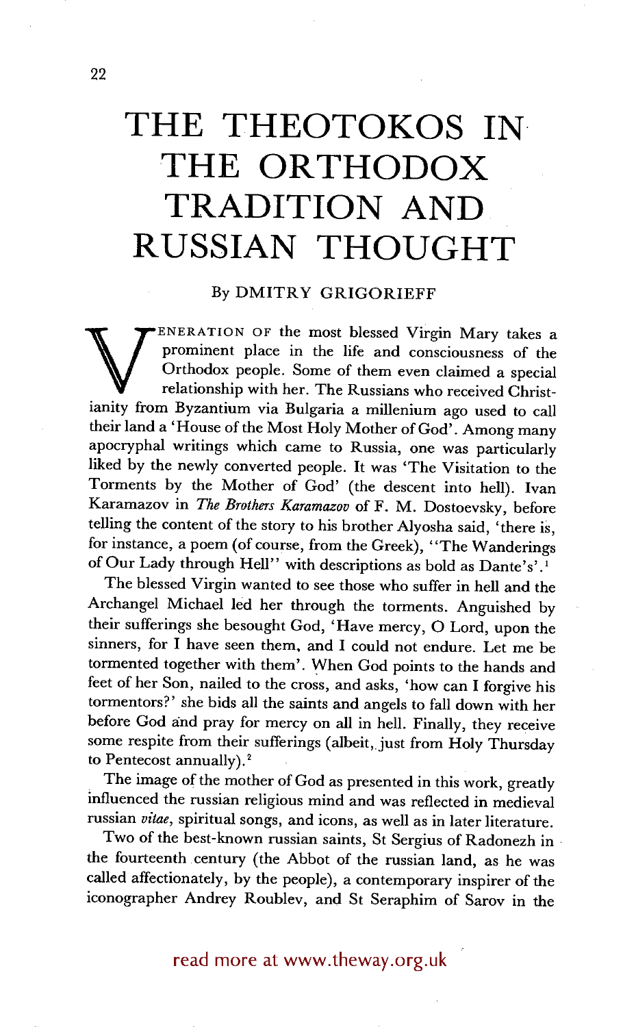# THE THEOTOKOS IN THE ORTHODOX TRADITION AND RUSSIAN THOUGHT

By DMITRY GRIGORIEFF

VENERATION OF the most blessed Virgin Mary takes a prominent place in the life and consciousness of the Orthodox people. Some of them even claimed a special relationship with her. The Russians who received Christianity from Byzantium via Bulgaria a millenium ago used to call their land a 'House of the Most Holy Mother of God'. Among many apocryphal writings which came to Russia, one was particularly liked by the newly converted people. It was 'The Visitation to the Torments by the Mother of God' (the descent into hell). Ivan Karamazov in *The Brothers Karamazov* of F. M. Dostoevsky, before telling the content of the story to his brother Alyosha said, 'there is, for instance, a poem (of course, from the Greek), "The Wanderings of Our Lady through Hell" with descriptions as bold as Dante's'.[1]

The blessed Virgin wanted to see those who suffer in hell and the Archangel Michael led her through the torments. Anguished by their sufferings she besought God, 'Have mercy, O Lord, upon the sinners, for I have seen them, and I could not endure. Let me be tormented together with them'. When God points to the hands and feet of her Son, nailed to the cross, and asks, 'how can I forgive his tormentors?' she bids all the saints and angels to fall down with her before God and pray for mercy on all in hell. Finally, they receive some respite from their sufferings (albeit, just from Holy Thursday to Pentecost annually).[2]

The image of the mother of God as presented in this work, greatly influenced the russian religious mind and was reflected in medieval russian *vitae*, spiritual songs, and icons, as well as in later literature.

Two of the best-known russian saints, St Sergius of Radonezh in the fourteenth century (the Abbot of the russian land, as he was called affectionately, by the people), a contemporary inspirer of the iconographer Andrey Roublev, and St Seraphim of Sarov in the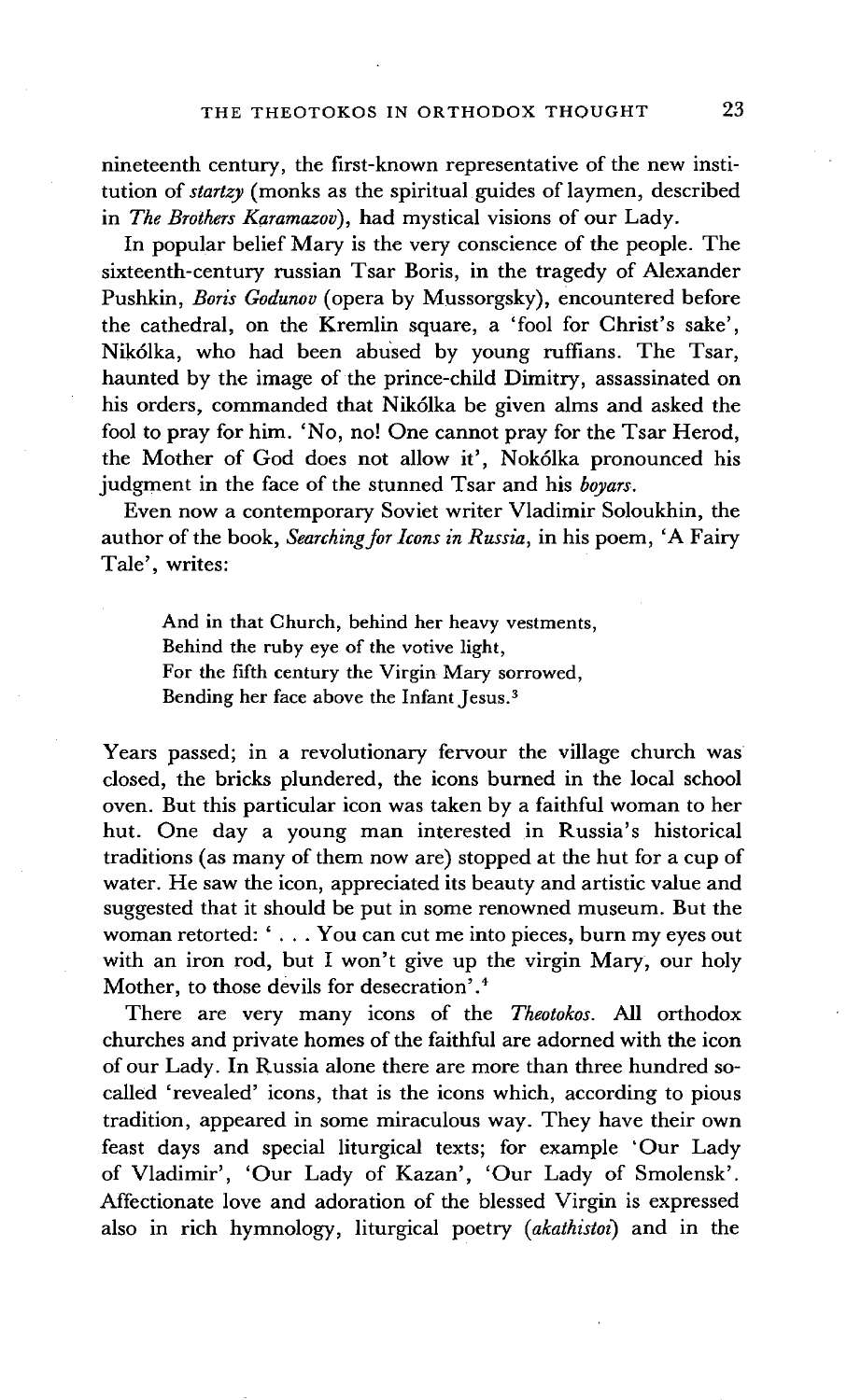nineteenth century, the first-known representative of the new institution of *startzy* (monks as the spiritual guides of laymen, described in *The Brothers Karamazov*), had mystical visions of our Lady.

In popular belief Mary is the very conscience of the people. The sixteenth-century russian Tsar Boris, in the tragedy of Alexander Pushkin, *Boris Godunov* (opera by Mussorgsky), encountered before the cathedral, on the Kremlin square, a 'fool for Christ's sake', Nikólka, who had been abused by young ruffians. The Tsar, haunted by the image of the prince-child Dimitry, assassinated on his orders, commanded that Nikólka be given alms and asked the fool to pray for him. 'No, no! One cannot pray for the Tsar Herod, the Mother of God does not allow it', Nokólka pronounced his judgment in the face of the stunned Tsar and his *boyars*.

Even now a contemporary Soviet writer Vladimir Soloukhin, the author of the book, *Searching for Icons in Russia*, in his poem, 'A Fairy Tale', writes:

> And in that Church, behind her heavy vestments,
> Behind the ruby eye of the votive light,
> For the fifth century the Virgin Mary sorrowed,
> Bending her face above the Infant Jesus.[3]

Years passed; in a revolutionary fervour the village church was closed, the bricks plundered, the icons burned in the local school oven. But this particular icon was taken by a faithful woman to her hut. One day a young man interested in Russia's historical traditions (as many of them now are) stopped at the hut for a cup of water. He saw the icon, appreciated its beauty and artistic value and suggested that it should be put in some renowned museum. But the woman retorted: ' . . . You can cut me into pieces, burn my eyes out with an iron rod, but I won't give up the virgin Mary, our holy Mother, to those devils for desecration'.[4]

There are very many icons of the *Theotokos*. All orthodox churches and private homes of the faithful are adorned with the icon of our Lady. In Russia alone there are more than three hundred so-called 'revealed' icons, that is the icons which, according to pious tradition, appeared in some miraculous way. They have their own feast days and special liturgical texts; for example 'Our Lady of Vladimir', 'Our Lady of Kazan', 'Our Lady of Smolensk'. Affectionate love and adoration of the blessed Virgin is expressed also in rich hymnology, liturgical poetry (*akathistoi*) and in the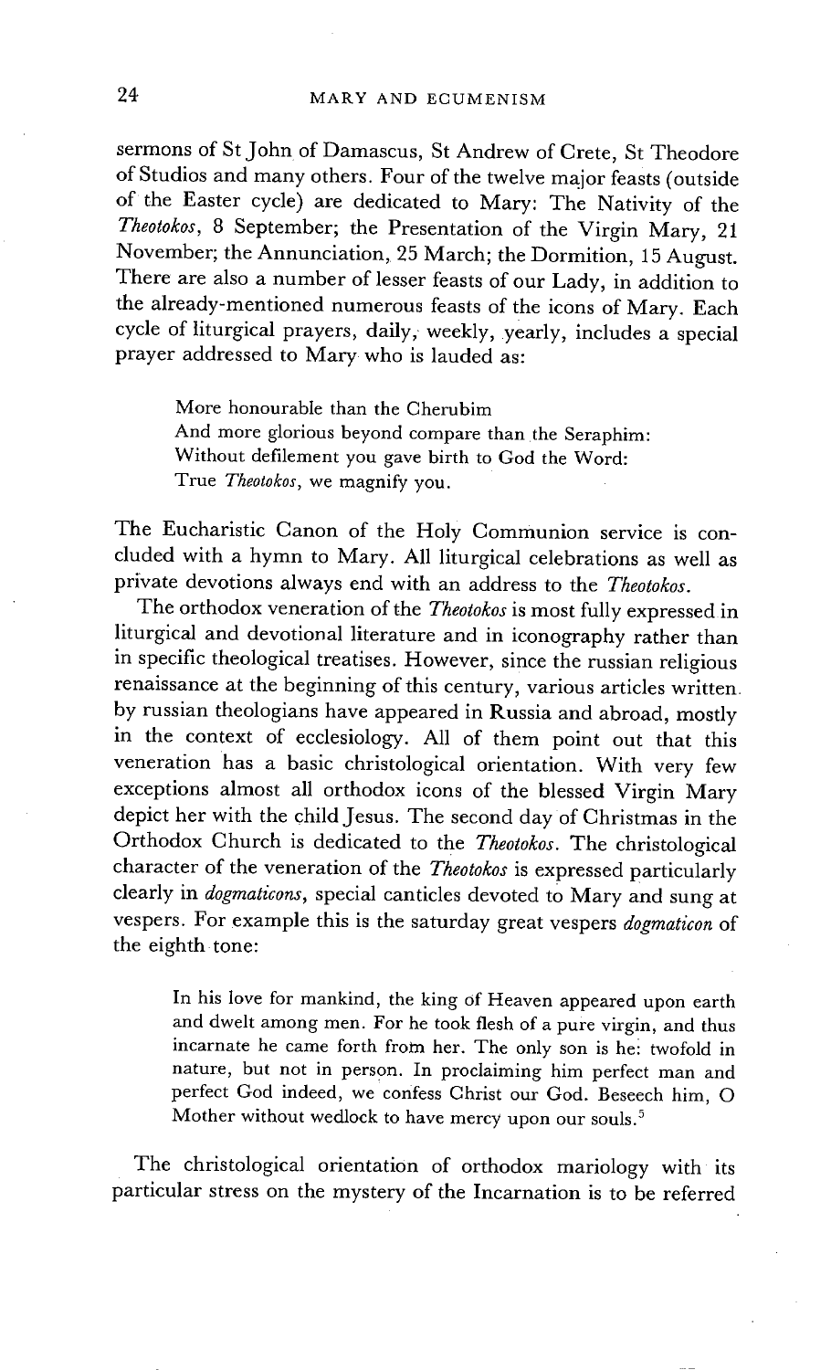sermons of St John of Damascus, St Andrew of Crete, St Theodore of Studios and many others. Four of the twelve major feasts (outside of the Easter cycle) are dedicated to Mary: The Nativity of the *Theotokos*, 8 September; the Presentation of the Virgin Mary, 21 November; the Annunciation, 25 March; the Dormition, 15 August. There are also a number of lesser feasts of our Lady, in addition to the already-mentioned numerous feasts of the icons of Mary. Each cycle of liturgical prayers, daily, weekly, yearly, includes a special prayer addressed to Mary who is lauded as:

> More honourable than the Cherubim
> And more glorious beyond compare than the Seraphim:
> Without defilement you gave birth to God the Word:
> True *Theotokos*, we magnify you.

The Eucharistic Canon of the Holy Communion service is concluded with a hymn to Mary. All liturgical celebrations as well as private devotions always end with an address to the *Theotokos*.

The orthodox veneration of the *Theotokos* is most fully expressed in liturgical and devotional literature and in iconography rather than in specific theological treatises. However, since the russian religious renaissance at the beginning of this century, various articles written by russian theologians have appeared in Russia and abroad, mostly in the context of ecclesiology. All of them point out that this veneration has a basic christological orientation. With very few exceptions almost all orthodox icons of the blessed Virgin Mary depict her with the child Jesus. The second day of Christmas in the Orthodox Church is dedicated to the *Theotokos*. The christological character of the veneration of the *Theotokos* is expressed particularly clearly in *dogmaticons*, special canticles devoted to Mary and sung at vespers. For example this is the saturday great vespers *dogmaticon* of the eighth tone:

> In his love for mankind, the king of Heaven appeared upon earth and dwelt among men. For he took flesh of a pure virgin, and thus incarnate he came forth from her. The only son is he: twofold in nature, but not in person. In proclaiming him perfect man and perfect God indeed, we confess Christ our God. Beseech him, O Mother without wedlock to have mercy upon our souls.[5]

The christological orientation of orthodox mariology with its particular stress on the mystery of the Incarnation is to be referred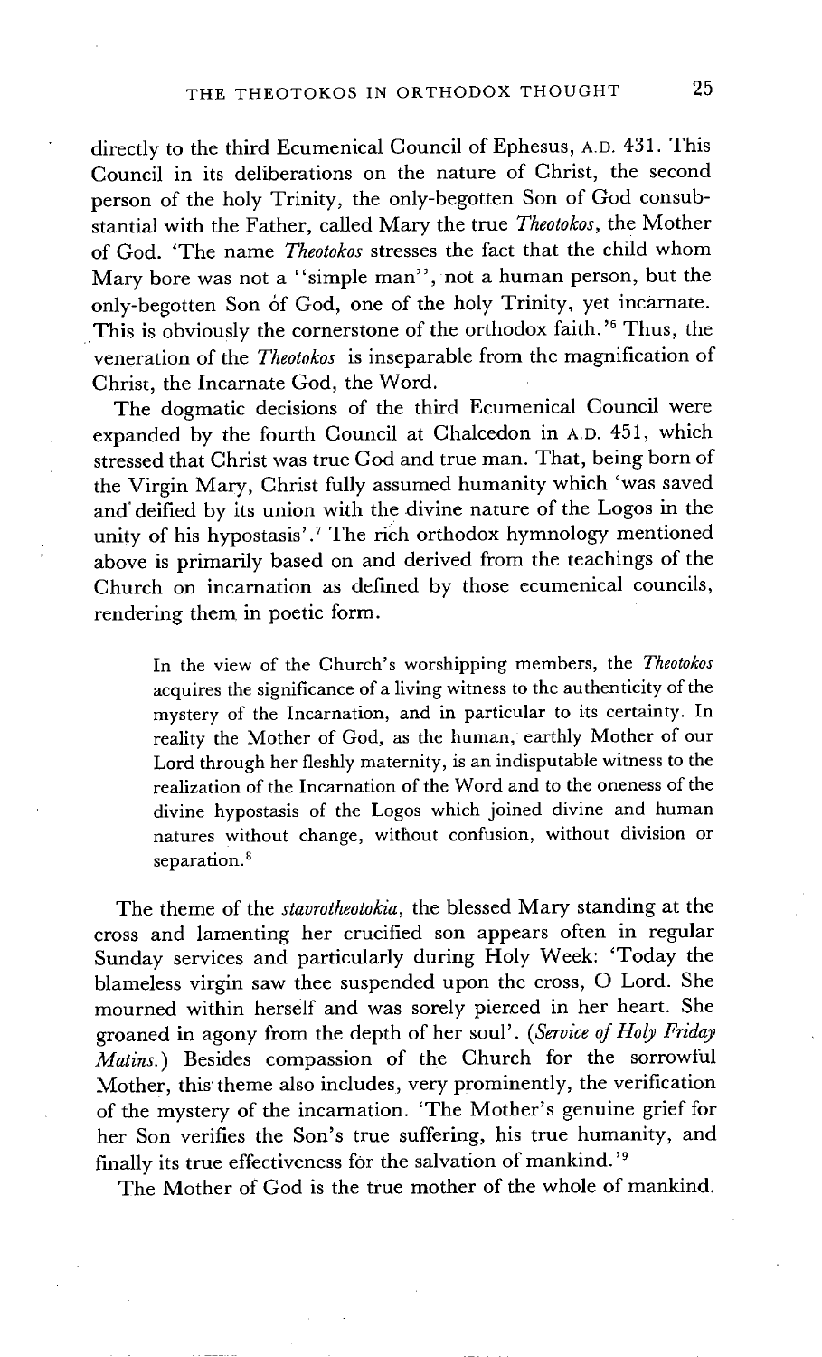directly to the third Ecumenical Council of Ephesus, A.D. 431. This Council in its deliberations on the nature of Christ, the second person of the holy Trinity, the only-begotten Son of God consubstantial with the Father, called Mary the true *Theotokos*, the Mother of God. 'The name *Theotokos* stresses the fact that the child whom Mary bore was not a "simple man", not a human person, but the only-begotten Son of God, one of the holy Trinity, yet incarnate. This is obviously the cornerstone of the orthodox faith.'[6] Thus, the veneration of the *Theotokos* is inseparable from the magnification of Christ, the Incarnate God, the Word.

The dogmatic decisions of the third Ecumenical Council were expanded by the fourth Council at Chalcedon in A.D. 451, which stressed that Christ was true God and true man. That, being born of the Virgin Mary, Christ fully assumed humanity which 'was saved and deified by its union with the divine nature of the Logos in the unity of his hypostasis'.[7] The rich orthodox hymnology mentioned above is primarily based on and derived from the teachings of the Church on incarnation as defined by those ecumenical councils, rendering them in poetic form.

> In the view of the Church's worshipping members, the *Theotokos* acquires the significance of a living witness to the authenticity of the mystery of the Incarnation, and in particular to its certainty. In reality the Mother of God, as the human, earthly Mother of our Lord through her fleshly maternity, is an indisputable witness to the realization of the Incarnation of the Word and to the oneness of the divine hypostasis of the Logos which joined divine and human natures without change, without confusion, without division or separation.[8]

The theme of the *stavrotheotokia*, the blessed Mary standing at the cross and lamenting her crucified son appears often in regular Sunday services and particularly during Holy Week: 'Today the blameless virgin saw thee suspended upon the cross, O Lord. She mourned within herself and was sorely pierced in her heart. She groaned in agony from the depth of her soul'. (*Service of Holy Friday Matins.*) Besides compassion of the Church for the sorrowful Mother, this theme also includes, very prominently, the verification of the mystery of the incarnation. 'The Mother's genuine grief for her Son verifies the Son's true suffering, his true humanity, and finally its true effectiveness for the salvation of mankind.'[9]

The Mother of God is the true mother of the whole of mankind.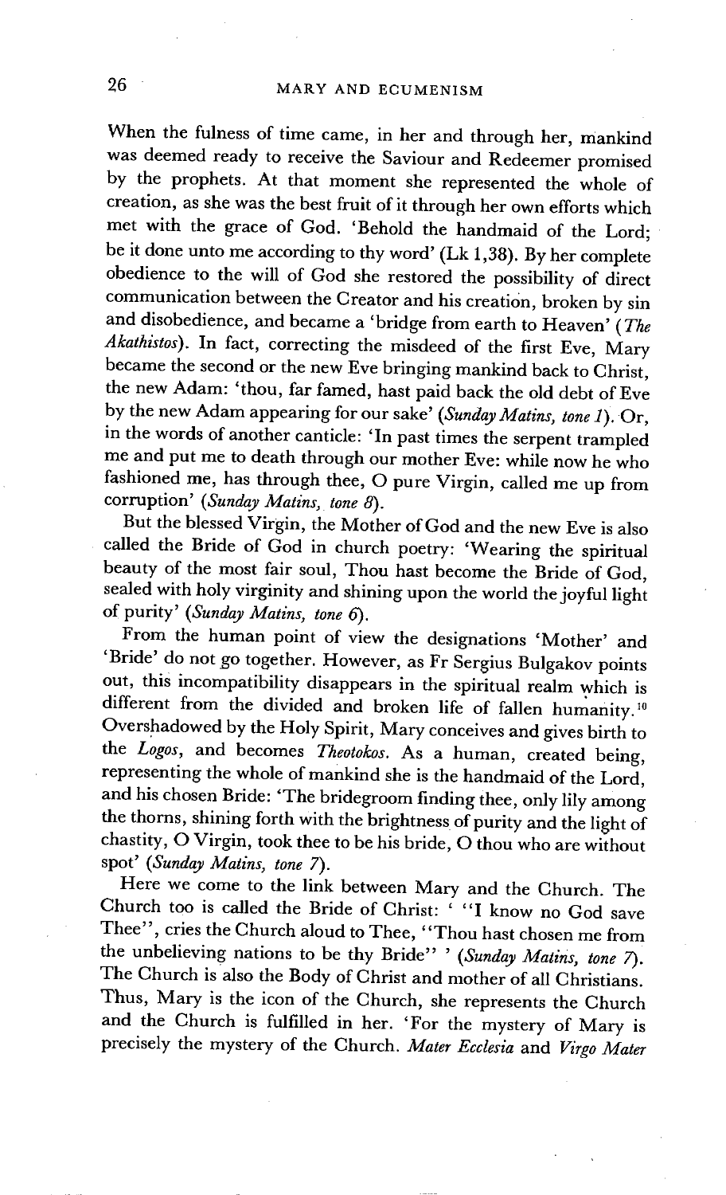When the fulness of time came, in her and through her, mankind was deemed ready to receive the Saviour and Redeemer promised by the prophets. At that moment she represented the whole of creation, as she was the best fruit of it through her own efforts which met with the grace of God. 'Behold the handmaid of the Lord; be it done unto me according to thy word' (Lk 1,38). By her complete obedience to the will of God she restored the possibility of direct communication between the Creator and his creation, broken by sin and disobedience, and became a 'bridge from earth to Heaven' (*The Akathistos*). In fact, correcting the misdeed of the first Eve, Mary became the second or the new Eve bringing mankind back to Christ, the new Adam: 'thou, far famed, hast paid back the old debt of Eve by the new Adam appearing for our sake' (*Sunday Matins, tone 1*). Or, in the words of another canticle: 'In past times the serpent trampled me and put me to death through our mother Eve: while now he who fashioned me, has through thee, O pure Virgin, called me up from corruption' (*Sunday Matins, tone 8*).

But the blessed Virgin, the Mother of God and the new Eve is also called the Bride of God in church poetry: 'Wearing the spiritual beauty of the most fair soul, Thou hast become the Bride of God, sealed with holy virginity and shining upon the world the joyful light of purity' (*Sunday Matins, tone 6*).

From the human point of view the designations 'Mother' and 'Bride' do not go together. However, as Fr Sergius Bulgakov points out, this incompatibility disappears in the spiritual realm which is different from the divided and broken life of fallen humanity.[10] Overshadowed by the Holy Spirit, Mary conceives and gives birth to the *Logos*, and becomes *Theotokos*. As a human, created being, representing the whole of mankind she is the handmaid of the Lord, and his chosen Bride: 'The bridegroom finding thee, only lily among the thorns, shining forth with the brightness of purity and the light of chastity, O Virgin, took thee to be his bride, O thou who are without spot' (*Sunday Matins, tone 7*).

Here we come to the link between Mary and the Church. The Church too is called the Bride of Christ: ' "I know no God save Thee", cries the Church aloud to Thee, "Thou hast chosen me from the unbelieving nations to be thy Bride" ' (*Sunday Matins, tone 7*). The Church is also the Body of Christ and mother of all Christians. Thus, Mary is the icon of the Church, she represents the Church and the Church is fulfilled in her. 'For the mystery of Mary is precisely the mystery of the Church. *Mater Ecclesia* and *Virgo Mater*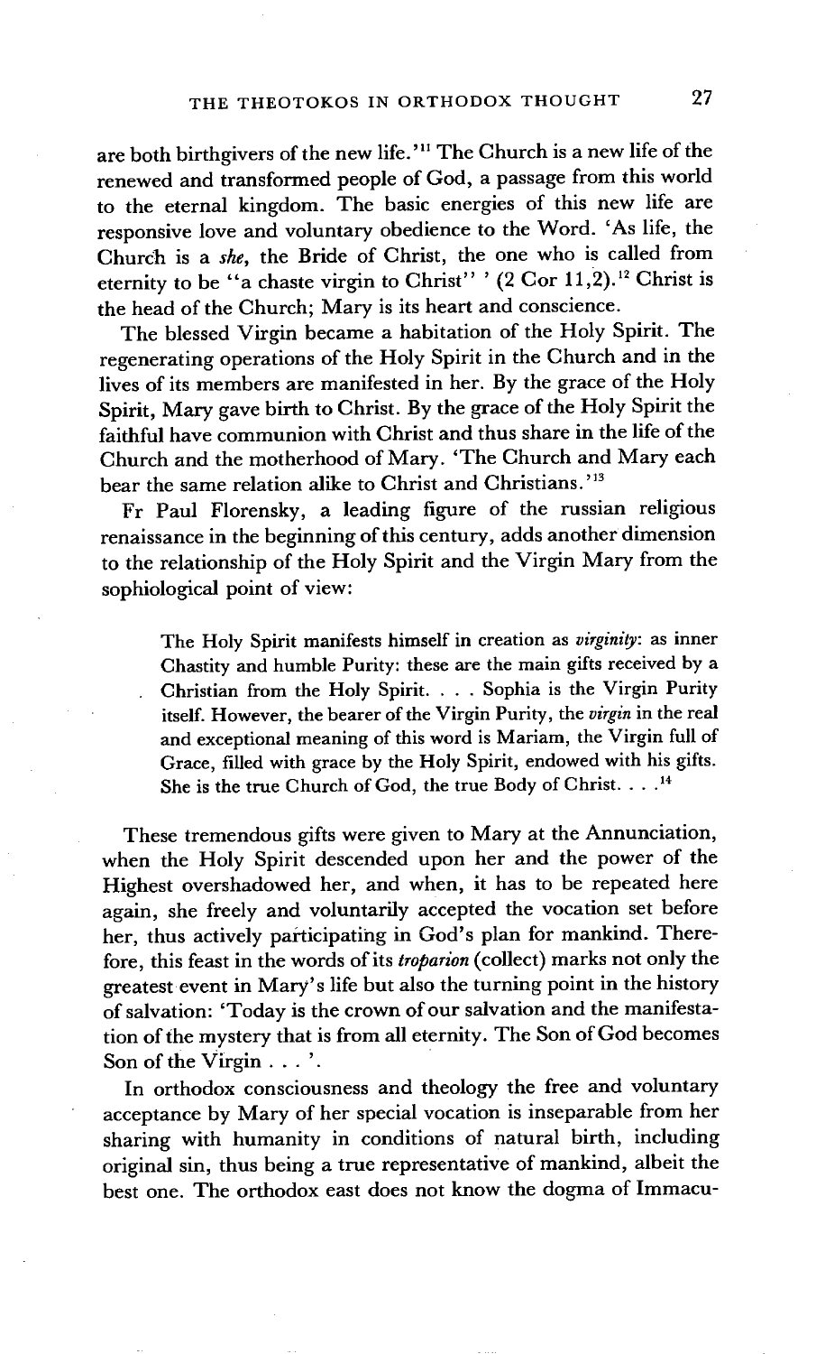are both birthgivers of the new life.'[11] The Church is a new life of the renewed and transformed people of God, a passage from this world to the eternal kingdom. The basic energies of this new life are responsive love and voluntary obedience to the Word. 'As life, the Church is a *she*, the Bride of Christ, the one who is called from eternity to be "a chaste virgin to Christ" ' (2 Cor 11,2).[12] Christ is the head of the Church; Mary is its heart and conscience.

The blessed Virgin became a habitation of the Holy Spirit. The regenerating operations of the Holy Spirit in the Church and in the lives of its members are manifested in her. By the grace of the Holy Spirit, Mary gave birth to Christ. By the grace of the Holy Spirit the faithful have communion with Christ and thus share in the life of the Church and the motherhood of Mary. 'The Church and Mary each bear the same relation alike to Christ and Christians.'[13]

Fr Paul Florensky, a leading figure of the russian religious renaissance in the beginning of this century, adds another dimension to the relationship of the Holy Spirit and the Virgin Mary from the sophiological point of view:

> The Holy Spirit manifests himself in creation as *virginity*: as inner Chastity and humble Purity: these are the main gifts received by a Christian from the Holy Spirit. . . . Sophia is the Virgin Purity itself. However, the bearer of the Virgin Purity, the *virgin* in the real and exceptional meaning of this word is Mariam, the Virgin full of Grace, filled with grace by the Holy Spirit, endowed with his gifts. She is the true Church of God, the true Body of Christ. . . .[14]

These tremendous gifts were given to Mary at the Annunciation, when the Holy Spirit descended upon her and the power of the Highest overshadowed her, and when, it has to be repeated here again, she freely and voluntarily accepted the vocation set before her, thus actively participating in God's plan for mankind. Therefore, this feast in the words of its *troparion* (collect) marks not only the greatest event in Mary's life but also the turning point in the history of salvation: 'Today is the crown of our salvation and the manifestation of the mystery that is from all eternity. The Son of God becomes Son of the Virgin . . . '.

In orthodox consciousness and theology the free and voluntary acceptance by Mary of her special vocation is inseparable from her sharing with humanity in conditions of natural birth, including original sin, thus being a true representative of mankind, albeit the best one. The orthodox east does not know the dogma of Immacu-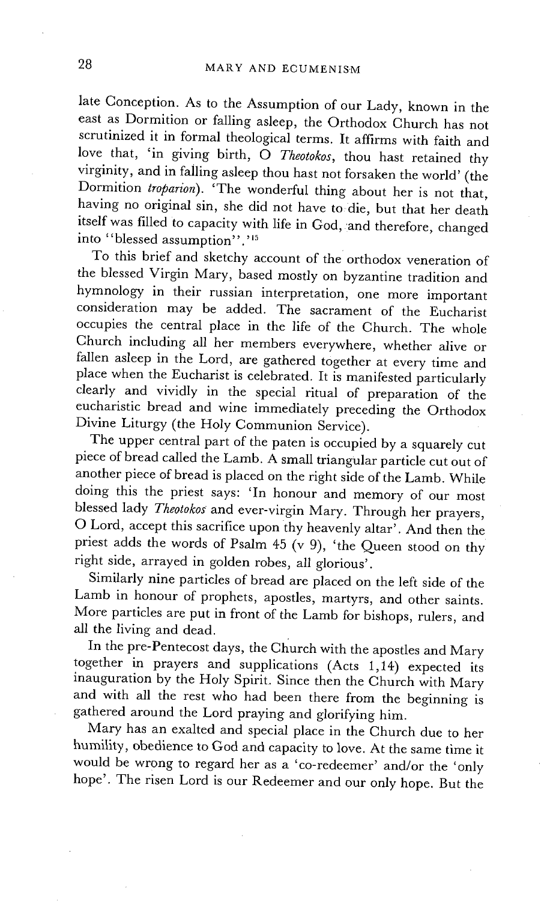late Conception. As to the Assumption of our Lady, known in the east as Dormition or falling asleep, the Orthodox Church has not scrutinized it in formal theological terms. It affirms with faith and love that, 'in giving birth, O *Theotokos*, thou hast retained thy virginity, and in falling asleep thou hast not forsaken the world' (the Dormition *troparion*). 'The wonderful thing about her is not that, having no original sin, she did not have to die, but that her death itself was filled to capacity with life in God, and therefore, changed into "blessed assumption".'[15]

To this brief and sketchy account of the orthodox veneration of the blessed Virgin Mary, based mostly on byzantine tradition and hymnology in their russian interpretation, one more important consideration may be added. The sacrament of the Eucharist occupies the central place in the life of the Church. The whole Church including all her members everywhere, whether alive or fallen asleep in the Lord, are gathered together at every time and place when the Eucharist is celebrated. It is manifested particularly clearly and vividly in the special ritual of preparation of the eucharistic bread and wine immediately preceding the Orthodox Divine Liturgy (the Holy Communion Service).

The upper central part of the paten is occupied by a squarely cut piece of bread called the Lamb. A small triangular particle cut out of another piece of bread is placed on the right side of the Lamb. While doing this the priest says: 'In honour and memory of our most blessed lady *Theotokos* and ever-virgin Mary. Through her prayers, O Lord, accept this sacrifice upon thy heavenly altar'. And then the priest adds the words of Psalm 45 (v 9), 'the Queen stood on thy right side, arrayed in golden robes, all glorious'.

Similarly nine particles of bread are placed on the left side of the Lamb in honour of prophets, apostles, martyrs, and other saints. More particles are put in front of the Lamb for bishops, rulers, and all the living and dead.

In the pre-Pentecost days, the Church with the apostles and Mary together in prayers and supplications (Acts 1,14) expected its inauguration by the Holy Spirit. Since then the Church with Mary and with all the rest who had been there from the beginning is gathered around the Lord praying and glorifying him.

Mary has an exalted and special place in the Church due to her humility, obedience to God and capacity to love. At the same time it would be wrong to regard her as a 'co-redeemer' and/or the 'only hope'. The risen Lord is our Redeemer and our only hope. But the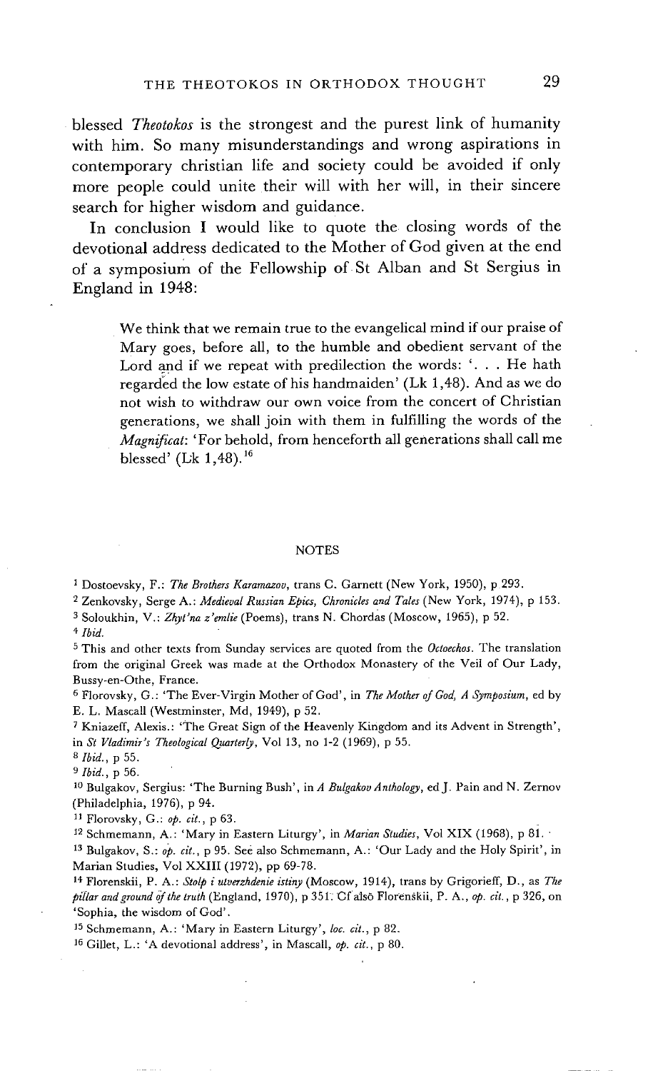blessed *Theotokos* is the strongest and the purest link of humanity with him. So many misunderstandings and wrong aspirations in contemporary christian life and society could be avoided if only more people could unite their will with her will, in their sincere search for higher wisdom and guidance.

In conclusion I would like to quote the closing words of the devotional address dedicated to the Mother of God given at the end of a symposium of the Fellowship of St Alban and St Sergius in England in 1948:

> We think that we remain true to the evangelical mind if our praise of Mary goes, before all, to the humble and obedient servant of the Lord and if we repeat with predilection the words: '. . . He hath regarded the low estate of his handmaiden' (Lk 1,48). And as we do not wish to withdraw our own voice from the concert of Christian generations, we shall join with them in fulfilling the words of the *Magnificat*: 'For behold, from henceforth all generations shall call me blessed' (Lk 1,48).[16]

## NOTES

[1] Dostoevsky, F.: *The Brothers Karamazov*, trans C. Garnett (New York, 1950), p 293.

[2] Zenkovsky, Serge A.: *Medieval Russian Epics, Chronicles and Tales* (New York, 1974), p 153.

[3] Soloukhin, V.: *Zhyt'na z'emlie* (Poems), trans N. Chordas (Moscow, 1965), p 52.

[4] *Ibid.*

[5] This and other texts from Sunday services are quoted from the *Octoechos*. The translation from the original Greek was made at the Orthodox Monastery of the Veil of Our Lady, Bussy-en-Othe, France.

[6] Florovsky, G.: 'The Ever-Virgin Mother of God', in *The Mother of God, A Symposium*, ed by E. L. Mascall (Westminster, Md, 1949), p 52.

[7] Kniazeff, Alexis.: 'The Great Sign of the Heavenly Kingdom and its Advent in Strength', in *St Vladimir's Theological Quarterly*, Vol 13, no 1-2 (1969), p 55.

[8] *Ibid.*, p 55.

[9] *Ibid.*, p 56.

[10] Bulgakov, Sergius: 'The Burning Bush', in *A Bulgakov Anthology*, ed J. Pain and N. Zernov (Philadelphia, 1976), p 94.

[11] Florovsky, G.: *op. cit.*, p 63.

[12] Schmemann, A.: 'Mary in Eastern Liturgy', in *Marian Studies*, Vol XIX (1968), p 81.

[13] Bulgakov, S.: *op. cit.*, p 95. See also Schmemann, A.: 'Our Lady and the Holy Spirit', in Marian Studies, Vol XXIII (1972), pp 69-78.

[14] Florenskii, P. A.: *Stolp i utverzhdenie istiny* (Moscow, 1914), trans by Grigorieff, D., as *The pillar and ground of the truth* (England, 1970), p 351. Cf also Florenskii, P. A., *op. cit.*, p 326, on 'Sophia, the wisdom of God'.

[15] Schmemann, A.: 'Mary in Eastern Liturgy', *loc. cit.*, p 82.

[16] Gillet, L.: 'A devotional address', in Mascall, *op. cit.*, p 80.